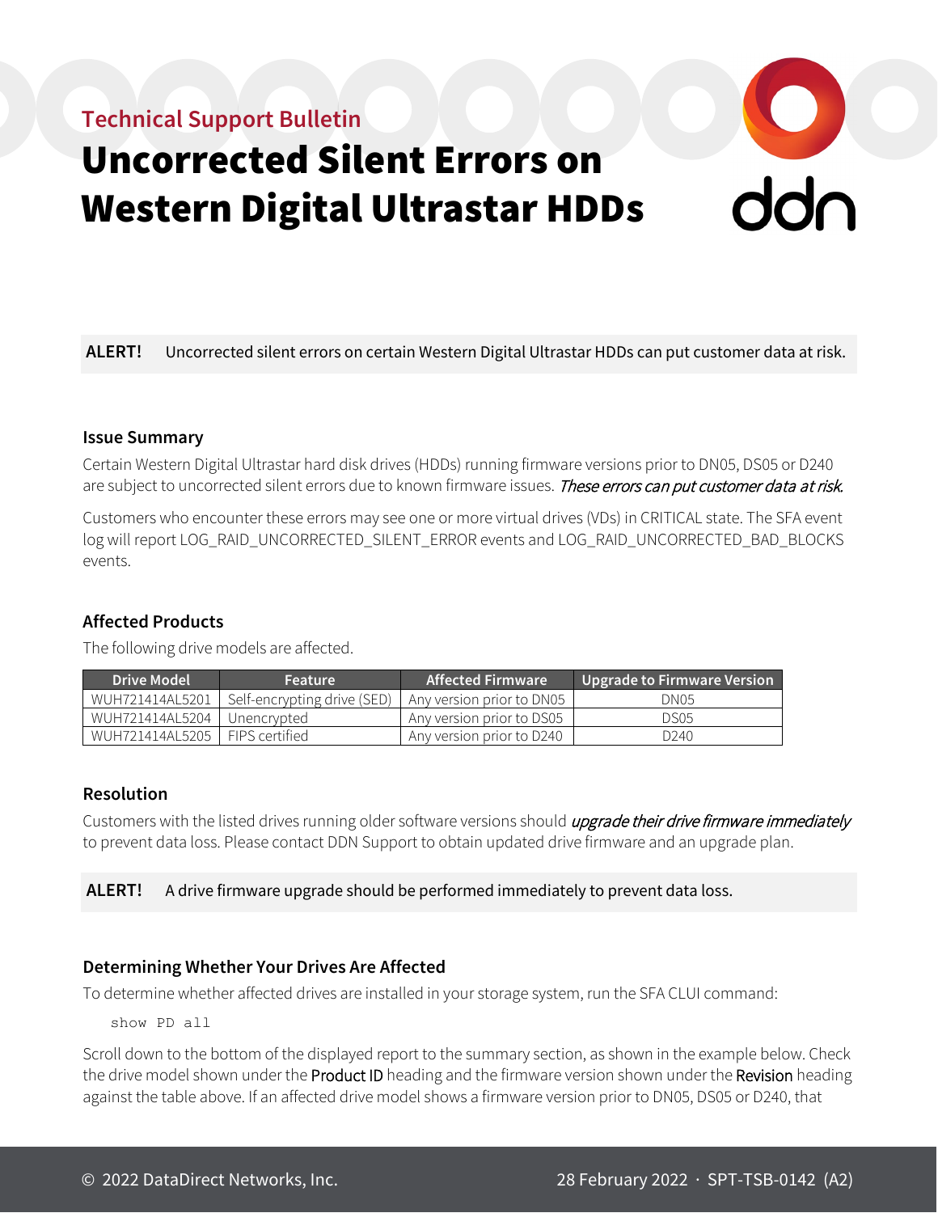Technical Support Bulletin

# Uncorrected Silent Errors on Western Digital Ultrastar HDDs

**ALERT!** Uncorrected silent errors on certain Western Digital Ultrastar HDDs can put customer data at risk.

### Issue Summary

Certain Western Digital Ultrastar hard disk drives (HDDs) running firmware versions prior to DN05, DS05 or D240 are subject to uncorrected silent errors due to known firmware issues. *These errors can put customer data at risk.*

Customers who encounter these errors may see one or more virtual drives (VDs) in CRITICAL state. The SFA event log will report LOG_RAID_UNCORRECTED_SILENT_ERROR events and LOG_RAID_UNCORRECTED_BAD_BLOCKS events.

### Affected Products

The following drive models are affected.

| Drive Model | Feature | Affected Firmware | Upgrade to Firmware Version |
| --- | --- | --- | --- |
| WUH721414AL5201 | Self-encrypting drive (SED) | Any version prior to DN05 | DN05 |
| WUH721414AL5204 | Unencrypted | Any version prior to DS05 | DS05 |
| WUH721414AL5205 | FIPS certified | Any version prior to D240 | D240 |

### Resolution

Customers with the listed drives running older software versions should *upgrade their drive firmware immediately* to prevent data loss. Please contact DDN Support to obtain updated drive firmware and an upgrade plan.

**ALERT!** A drive firmware upgrade should be performed immediately to prevent data loss.

### Determining Whether Your Drives Are Affected

To determine whether affected drives are installed in your storage system, run the SFA CLUI command:

```
show PD all
```

Scroll down to the bottom of the displayed report to the summary section, as shown in the example below. Check the drive model shown under the Product ID heading and the firmware version shown under the Revision heading against the table above. If an affected drive model shows a firmware version prior to DN05, DS05 or D240, that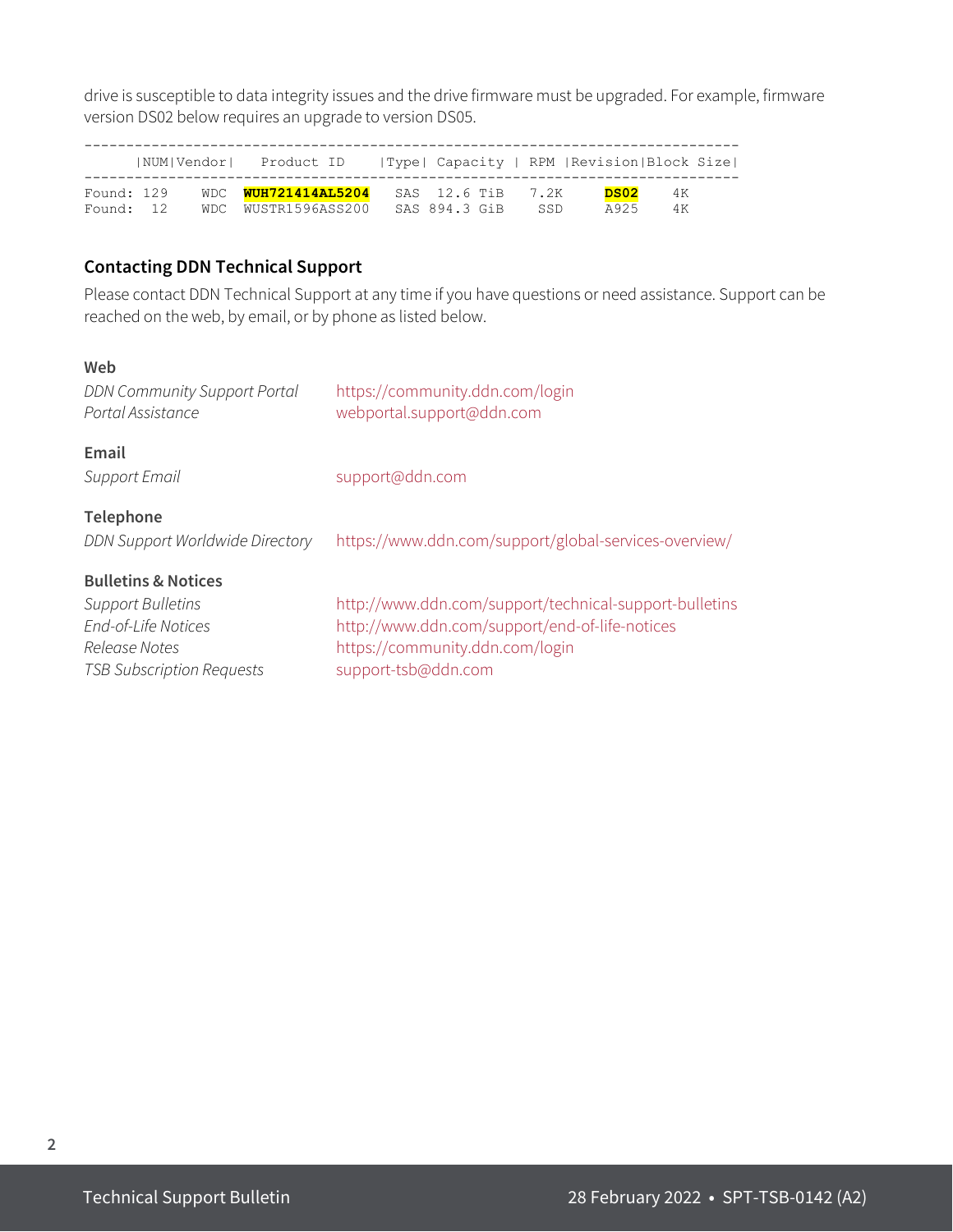drive is susceptible to data integrity issues and the drive firmware must be upgraded. For example, firmware version DS02 below requires an upgrade to version DS05.

```
-------------------------------------------------------------------------------
      |NUM|Vendor|   Product ID    |Type| Capacity | RPM |Revision|Block Size|
-------------------------------------------------------------------------------
Found: 129    WDC  WUH721414AL5204   SAS  12.6 TiB   7.2K    DS02     4K
Found:  12    WDC  WUSTR1596ASS200   SAS 894.3 GiB   SSD     A925     4K
```

## Contacting DDN Technical Support

Please contact DDN Technical Support at any time if you have questions or need assistance. Support can be reached on the web, by email, or by phone as listed below.

### Web

*DDN Community Support Portal* https://community.ddn.com/login
*Portal Assistance* webportal.support@ddn.com

### Email

*Support Email* support@ddn.com

### Telephone

*DDN Support Worldwide Directory* https://www.ddn.com/support/global-services-overview/

### Bulletins & Notices

*Support Bulletins* http://www.ddn.com/support/technical-support-bulletins
*End-of-Life Notices* http://www.ddn.com/support/end-of-life-notices
*Release Notes* https://community.ddn.com/login
*TSB Subscription Requests* support-tsb@ddn.com